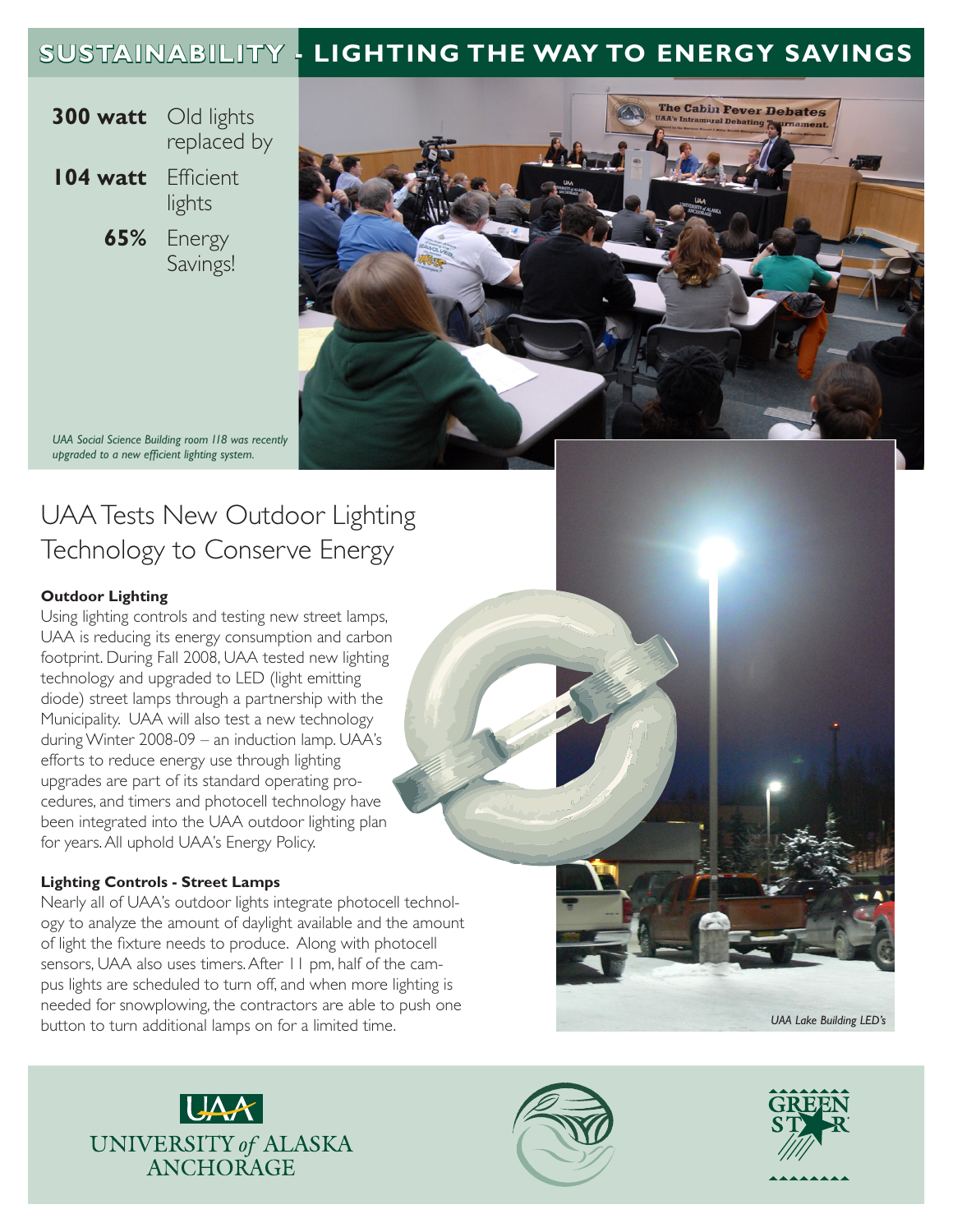# SUSTAINABILITY - LIGHTING THE WAY TO ENERGY SAVINGS

**300 watt** Old lights replaced by

**104 watt** Efficient lights

**65%** Energy Savings!

*UAA Social Science Building room 118 was recently upgraded to a new efficient lighting system.*

## UAA Tests New Outdoor Lighting Technology to Conserve Energy

### Outdoor Lighting

Using lighting controls and testing new street lamps, UAA is reducing its energy consumption and carbon footprint. During Fall 2008, UAA tested new lighting technology and upgraded to LED (light emitting diode) street lamps through a partnership with the Municipality. UAA will also test a new technology during Winter 2008-09 – an induction lamp. UAA's efforts to reduce energy use through lighting upgrades are part of its standard operating procedures, and timers and photocell technology have been integrated into the UAA outdoor lighting plan for years. All uphold UAA's Energy Policy.

### Lighting Controls - Street Lamps

Nearly all of UAA's outdoor lights integrate photocell technology to analyze the amount of daylight available and the amount of light the fixture needs to produce. Along with photocell sensors, UAA also uses timers. After 11 pm, half of the campus lights are scheduled to turn off, and when more lighting is needed for snowplowing, the contractors are able to push one button to turn additional lamps on for a limited time.

*UAA Lake Building LED's*

UAA UNIVERSITY *of* ALASKA ANCHORAGE

GREEN STAR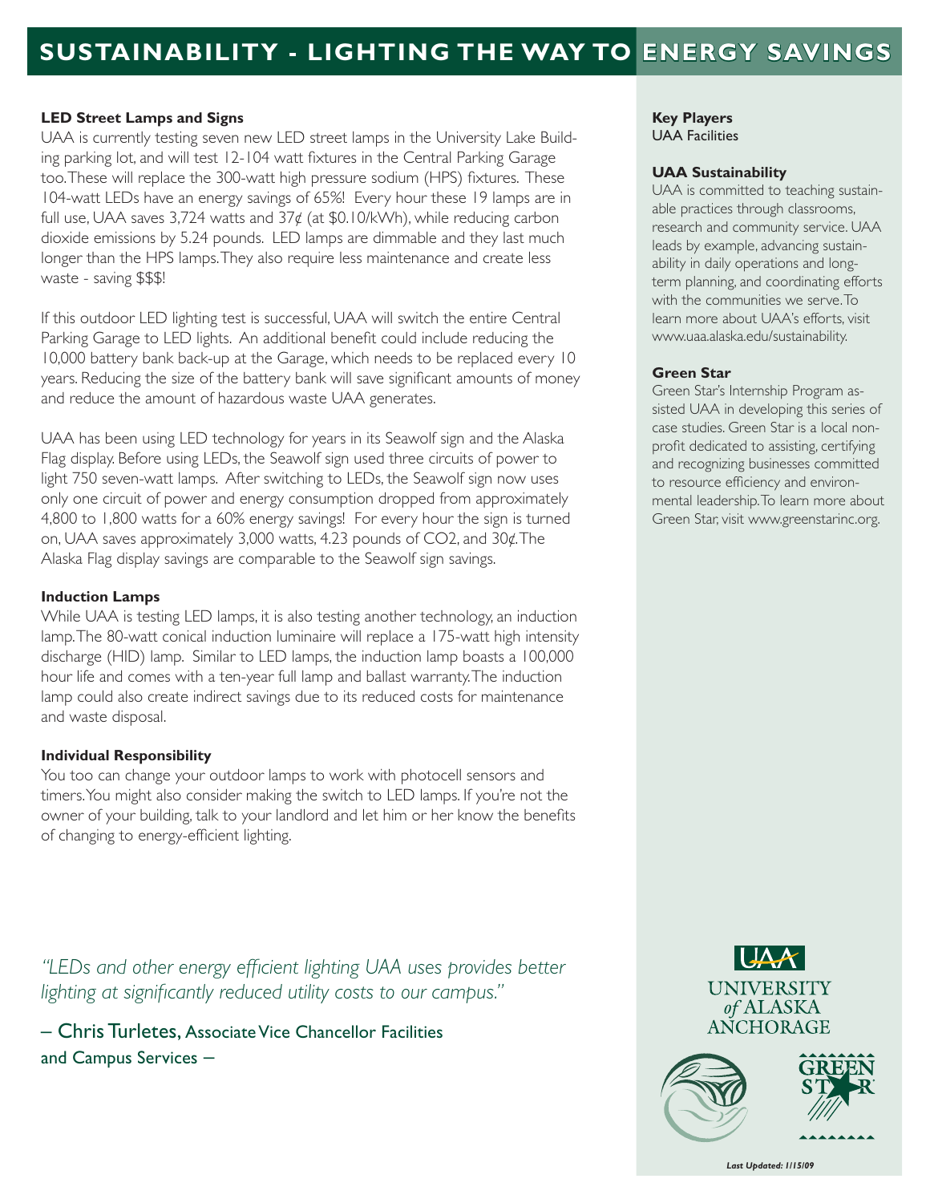# SUSTAINABILITY - LIGHTING THE WAY TO ENERGY SAVINGS

**LED Street Lamps and Signs**

UAA is currently testing seven new LED street lamps in the University Lake Building parking lot, and will test 12-104 watt fixtures in the Central Parking Garage too. These will replace the 300-watt high pressure sodium (HPS) fixtures. These 104-watt LEDs have an energy savings of 65%! Every hour these 19 lamps are in full use, UAA saves 3,724 watts and 37¢ (at $0.10/kWh), while reducing carbon dioxide emissions by 5.24 pounds. LED lamps are dimmable and they last much longer than the HPS lamps. They also require less maintenance and create less waste - saving $$$!

If this outdoor LED lighting test is successful, UAA will switch the entire Central Parking Garage to LED lights. An additional benefit could include reducing the 10,000 battery bank back-up at the Garage, which needs to be replaced every 10 years. Reducing the size of the battery bank will save significant amounts of money and reduce the amount of hazardous waste UAA generates.

UAA has been using LED technology for years in its Seawolf sign and the Alaska Flag display. Before using LEDs, the Seawolf sign used three circuits of power to light 750 seven-watt lamps. After switching to LEDs, the Seawolf sign now uses only one circuit of power and energy consumption dropped from approximately 4,800 to 1,800 watts for a 60% energy savings! For every hour the sign is turned on, UAA saves approximately 3,000 watts, 4.23 pounds of CO2, and 30¢. The Alaska Flag display savings are comparable to the Seawolf sign savings.

**Induction Lamps**

While UAA is testing LED lamps, it is also testing another technology, an induction lamp. The 80-watt conical induction luminaire will replace a 175-watt high intensity discharge (HID) lamp. Similar to LED lamps, the induction lamp boasts a 100,000 hour life and comes with a ten-year full lamp and ballast warranty. The induction lamp could also create indirect savings due to its reduced costs for maintenance and waste disposal.

**Individual Responsibility**

You too can change your outdoor lamps to work with photocell sensors and timers. You might also consider making the switch to LED lamps. If you're not the owner of your building, talk to your landlord and let him or her know the benefits of changing to energy-efficient lighting.

*"LEDs and other energy efficient lighting UAA uses provides better lighting at significantly reduced utility costs to our campus."*

– Chris Turletes, Associate Vice Chancellor Facilities and Campus Services –

**Key Players**

UAA Facilities

**UAA Sustainability**

UAA is committed to teaching sustainable practices through classrooms, research and community service. UAA leads by example, advancing sustainability in daily operations and long-term planning, and coordinating efforts with the communities we serve. To learn more about UAA's efforts, visit www.uaa.alaska.edu/sustainability.

**Green Star**

Green Star's Internship Program assisted UAA in developing this series of case studies. Green Star is a local non-profit dedicated to assisting, certifying and recognizing businesses committed to resource efficiency and environmental leadership. To learn more about Green Star, visit www.greenstarinc.org.

UAA UNIVERSITY *of* ALASKA ANCHORAGE

GREEN STAR

*Last Updated: 1/15/09*